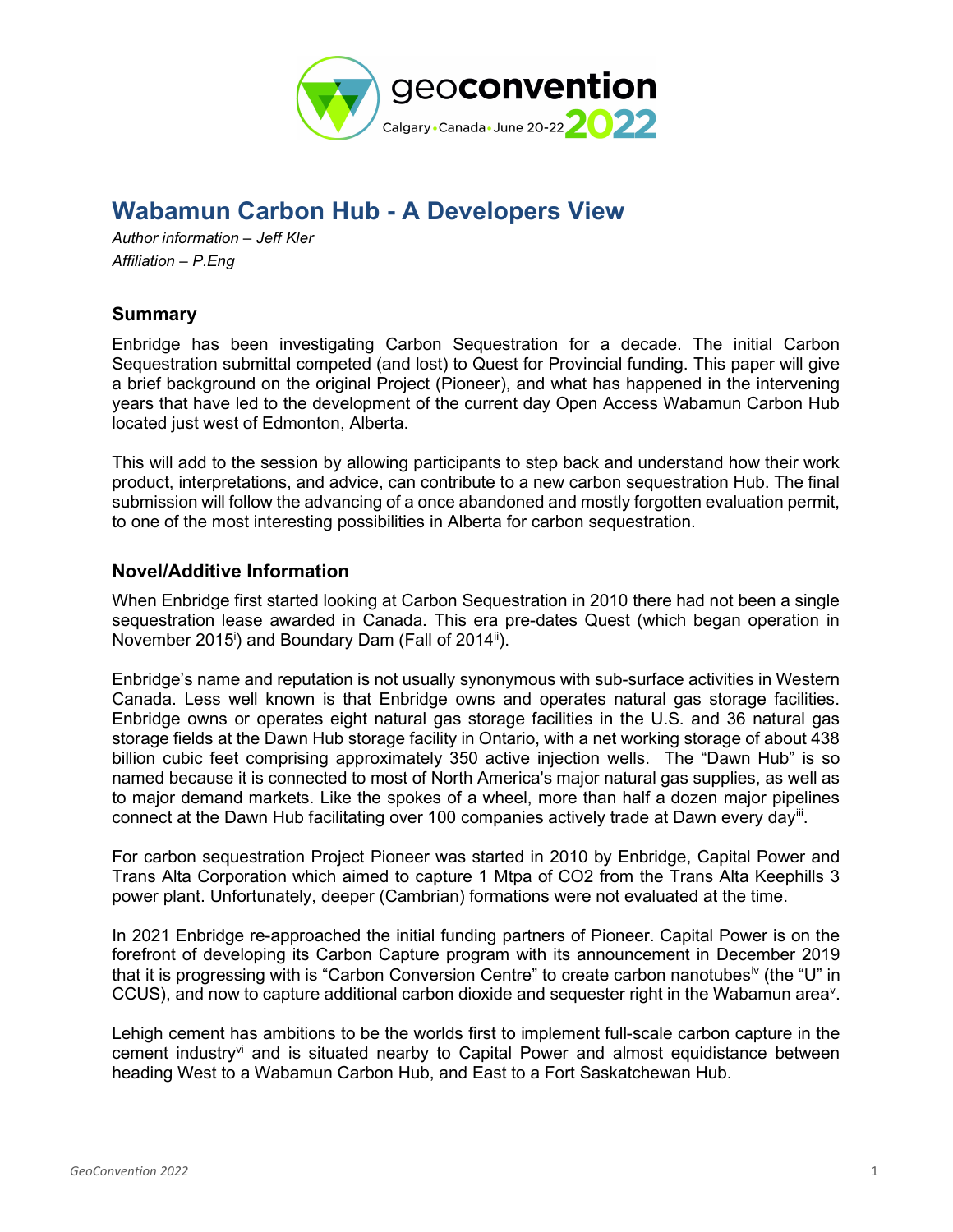# Wabamun Carbon Hub - A Developers View

*Author information – Jeff Kler*
*Affiliation – P.Eng*

## Summary

Enbridge has been investigating Carbon Sequestration for a decade. The initial Carbon Sequestration submittal competed (and lost) to Quest for Provincial funding. This paper will give a brief background on the original Project (Pioneer), and what has happened in the intervening years that have led to the development of the current day Open Access Wabamun Carbon Hub located just west of Edmonton, Alberta.

This will add to the session by allowing participants to step back and understand how their work product, interpretations, and advice, can contribute to a new carbon sequestration Hub. The final submission will follow the advancing of a once abandoned and mostly forgotten evaluation permit, to one of the most interesting possibilities in Alberta for carbon sequestration.

## Novel/Additive Information

When Enbridge first started looking at Carbon Sequestration in 2010 there had not been a single sequestration lease awarded in Canada. This era pre-dates Quest (which began operation in November 2015[i]) and Boundary Dam (Fall of 2014[ii]).

Enbridge's name and reputation is not usually synonymous with sub-surface activities in Western Canada. Less well known is that Enbridge owns and operates natural gas storage facilities. Enbridge owns or operates eight natural gas storage facilities in the U.S. and 36 natural gas storage fields at the Dawn Hub storage facility in Ontario, with a net working storage of about 438 billion cubic feet comprising approximately 350 active injection wells. The "Dawn Hub" is so named because it is connected to most of North America's major natural gas supplies, as well as to major demand markets. Like the spokes of a wheel, more than half a dozen major pipelines connect at the Dawn Hub facilitating over 100 companies actively trade at Dawn every day[iii].

For carbon sequestration Project Pioneer was started in 2010 by Enbridge, Capital Power and Trans Alta Corporation which aimed to capture 1 Mtpa of CO2 from the Trans Alta Keephills 3 power plant. Unfortunately, deeper (Cambrian) formations were not evaluated at the time.

In 2021 Enbridge re-approached the initial funding partners of Pioneer. Capital Power is on the forefront of developing its Carbon Capture program with its announcement in December 2019 that it is progressing with is "Carbon Conversion Centre" to create carbon nanotubes[iv] (the "U" in CCUS), and now to capture additional carbon dioxide and sequester right in the Wabamun area[v].

Lehigh cement has ambitions to be the worlds first to implement full-scale carbon capture in the cement industry[vi] and is situated nearby to Capital Power and almost equidistance between heading West to a Wabamun Carbon Hub, and East to a Fort Saskatchewan Hub.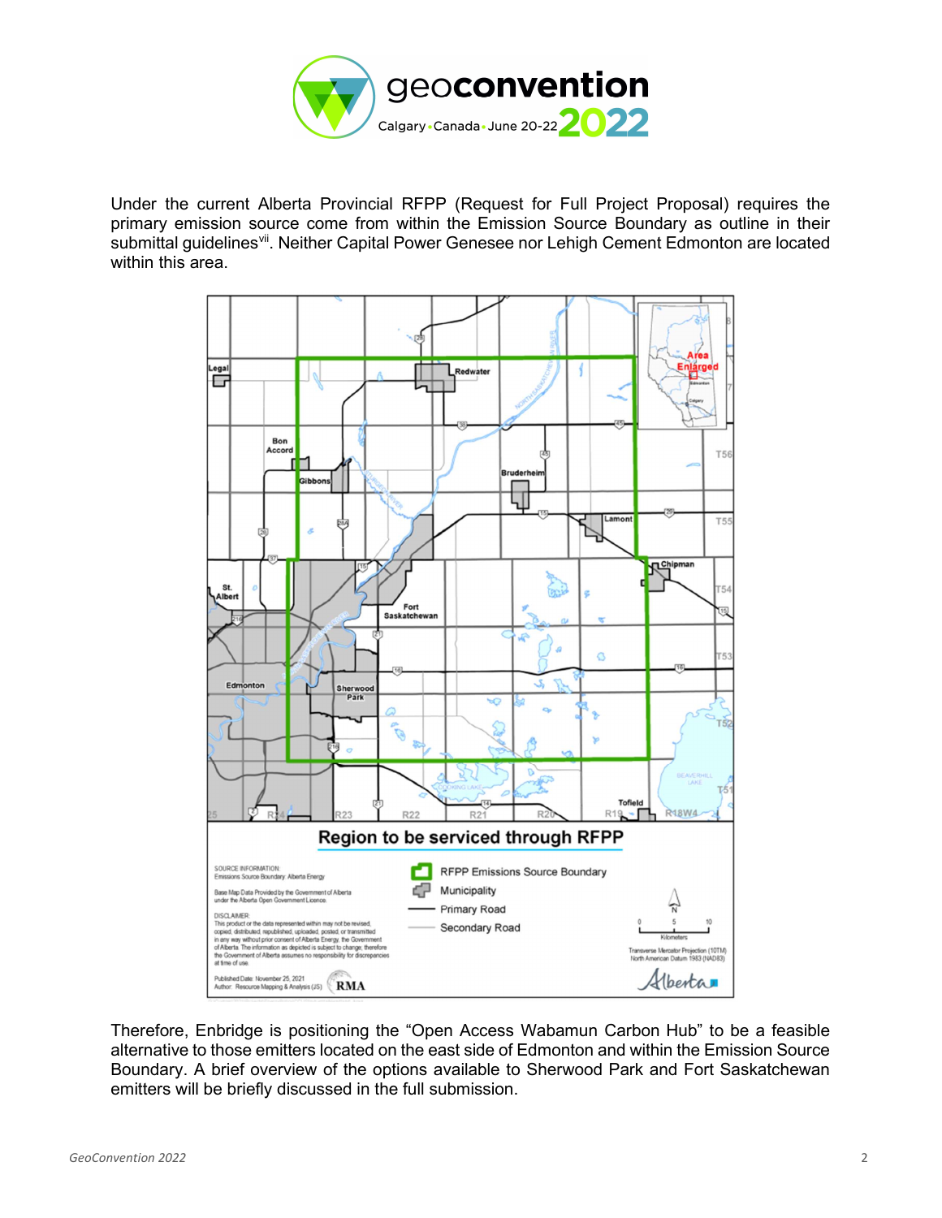Under the current Alberta Provincial RFPP (Request for Full Project Proposal) requires the primary emission source come from within the Emission Source Boundary as outline in their submittal guidelines[vii]. Neither Capital Power Genesee nor Lehigh Cement Edmonton are located within this area.

Therefore, Enbridge is positioning the “Open Access Wabamun Carbon Hub” to be a feasible alternative to those emitters located on the east side of Edmonton and within the Emission Source Boundary. A brief overview of the options available to Sherwood Park and Fort Saskatchewan emitters will be briefly discussed in the full submission.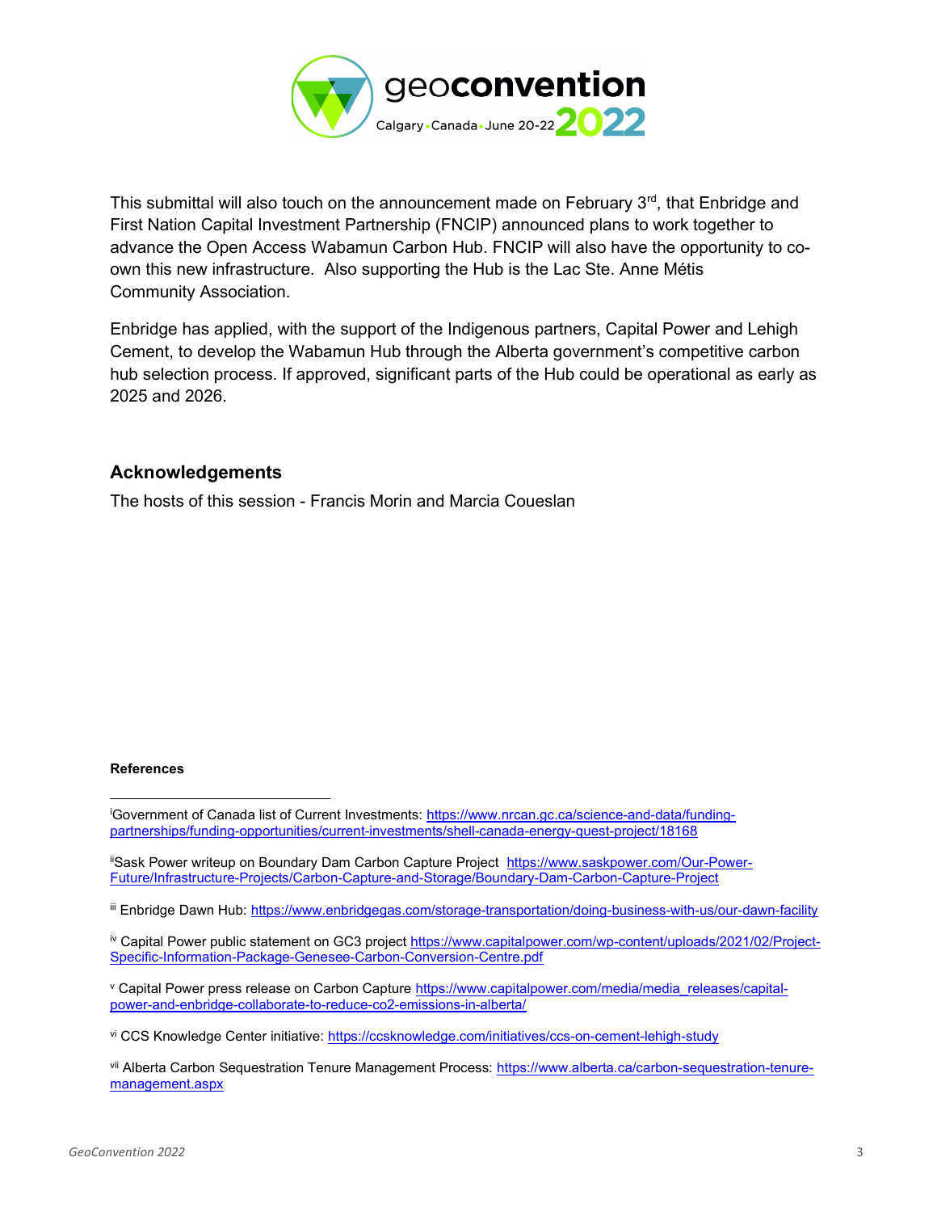This submittal will also touch on the announcement made on February 3rd, that Enbridge and First Nation Capital Investment Partnership (FNCIP) announced plans to work together to advance the Open Access Wabamun Carbon Hub. FNCIP will also have the opportunity to co-own this new infrastructure. Also supporting the Hub is the Lac Ste. Anne Métis Community Association.

Enbridge has applied, with the support of the Indigenous partners, Capital Power and Lehigh Cement, to develop the Wabamun Hub through the Alberta government's competitive carbon hub selection process. If approved, significant parts of the Hub could be operational as early as 2025 and 2026.

## Acknowledgements

The hosts of this session - Francis Morin and Marcia Coueslan

**References**

[i] Government of Canada list of Current Investments: https://www.nrcan.gc.ca/science-and-data/funding-partnerships/funding-opportunities/current-investments/shell-canada-energy-quest-project/18168

[ii] Sask Power writeup on Boundary Dam Carbon Capture Project https://www.saskpower.com/Our-Power-Future/Infrastructure-Projects/Carbon-Capture-and-Storage/Boundary-Dam-Carbon-Capture-Project

[iii] Enbridge Dawn Hub: https://www.enbridgegas.com/storage-transportation/doing-business-with-us/our-dawn-facility

[iv] Capital Power public statement on GC3 project https://www.capitalpower.com/wp-content/uploads/2021/02/Project-Specific-Information-Package-Genesee-Carbon-Conversion-Centre.pdf

[v] Capital Power press release on Carbon Capture https://www.capitalpower.com/media/media_releases/capital-power-and-enbridge-collaborate-to-reduce-co2-emissions-in-alberta/

[vi] CCS Knowledge Center initiative: https://ccsknowledge.com/initiatives/ccs-on-cement-lehigh-study

[vii] Alberta Carbon Sequestration Tenure Management Process: https://www.alberta.ca/carbon-sequestration-tenure-management.aspx